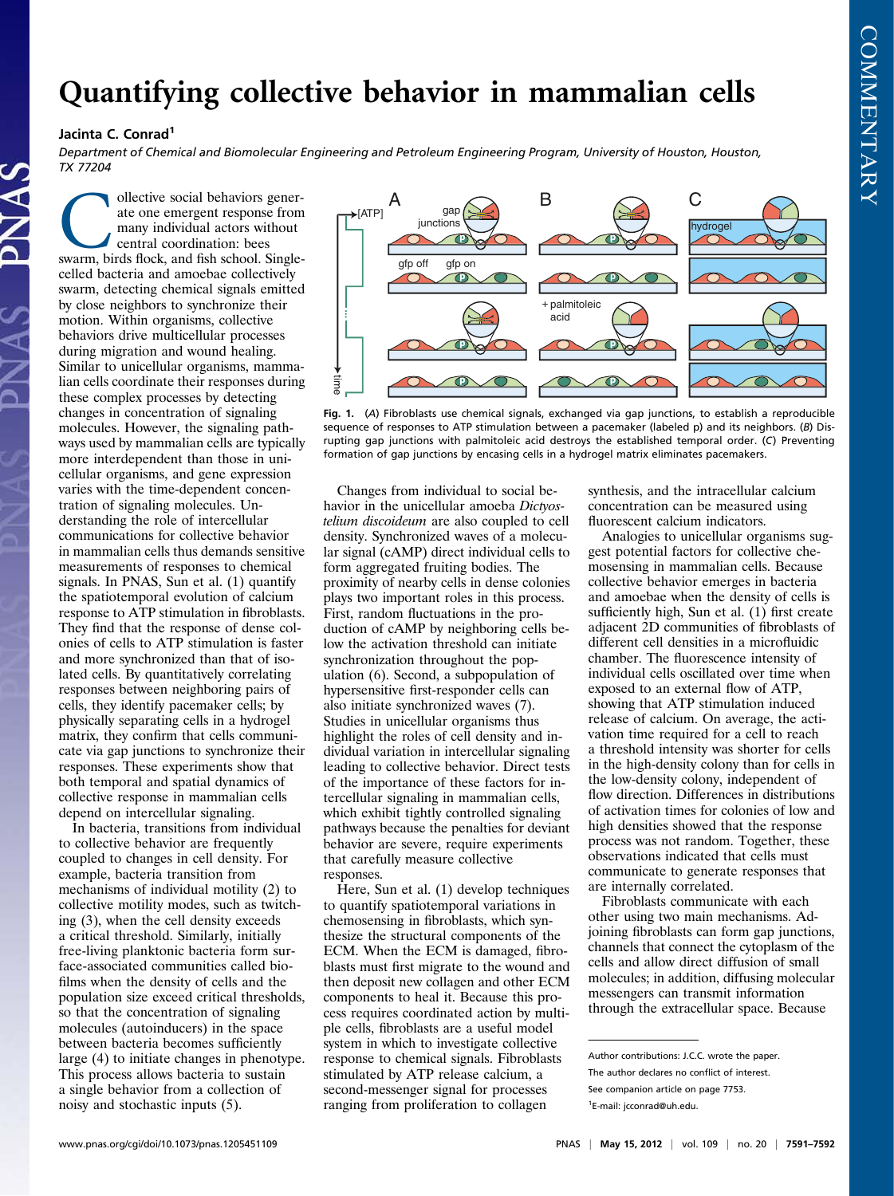# Quantifying collective behavior in mammalian cells

**Jacinta C. Conrad[1]**

*Department of Chemical and Biomolecular Engineering and Petroleum Engineering Program, University of Houston, Houston, TX 77204*

Collective social behaviors generate one emergent response from many individual actors without central coordination: bees swarm, birds flock, and fish school. Single-celled bacteria and amoebae collectively swarm, detecting chemical signals emitted by close neighbors to synchronize their motion. Within organisms, collective behaviors drive multicellular processes during migration and wound healing. Similar to unicellular organisms, mammalian cells coordinate their responses during these complex processes by detecting changes in concentration of signaling molecules. However, the signaling pathways used by mammalian cells are typically more interdependent than those in unicellular organisms, and gene expression varies with the time-dependent concentration of signaling molecules. Understanding the role of intercellular communications for collective behavior in mammalian cells thus demands sensitive measurements of responses to chemical signals. In PNAS, Sun et al. (1) quantify the spatiotemporal evolution of calcium response to ATP stimulation in fibroblasts. They find that the response of dense colonies of cells to ATP stimulation is faster and more synchronized than that of isolated cells. By quantitatively correlating responses between neighboring pairs of cells, they identify pacemaker cells; by physically separating cells in a hydrogel matrix, they confirm that cells communicate via gap junctions to synchronize their responses. These experiments show that both temporal and spatial dynamics of collective response in mammalian cells depend on intercellular signaling.

In bacteria, transitions from individual to collective behavior are frequently coupled to changes in cell density. For example, bacteria transition from mechanisms of individual motility (2) to collective motility modes, such as twitching (3), when the cell density exceeds a critical threshold. Similarly, initially free-living planktonic bacteria form surface-associated communities called biofilms when the density of cells and the population size exceed critical thresholds, so that the concentration of signaling molecules (autoinducers) in the space between bacteria becomes sufficiently large (4) to initiate changes in phenotype. This process allows bacteria to sustain a single behavior from a collection of noisy and stochastic inputs (5).

Fig. 1. (*A*) Fibroblasts use chemical signals, exchanged via gap junctions, to establish a reproducible sequence of responses to ATP stimulation between a pacemaker (labeled p) and its neighbors. (*B*) Disrupting gap junctions with palmitoleic acid destroys the established temporal order. (*C*) Preventing formation of gap junctions by encasing cells in a hydrogel matrix eliminates pacemakers.

Changes from individual to social behavior in the unicellular amoeba *Dictyostelium discoideum* are also coupled to cell density. Synchronized waves of a molecular signal (cAMP) direct individual cells to form aggregated fruiting bodies. The proximity of nearby cells in dense colonies plays two important roles in this process. First, random fluctuations in the production of cAMP by neighboring cells below the activation threshold can initiate synchronization throughout the population (6). Second, a subpopulation of hypersensitive first-responder cells can also initiate synchronized waves (7). Studies in unicellular organisms thus highlight the roles of cell density and individual variation in intercellular signaling leading to collective behavior. Direct tests of the importance of these factors for intercellular signaling in mammalian cells, which exhibit tightly controlled signaling pathways because the penalties for deviant behavior are severe, require experiments that carefully measure collective responses.

Here, Sun et al. (1) develop techniques to quantify spatiotemporal variations in chemosensing in fibroblasts, which synthesize the structural components of the ECM. When the ECM is damaged, fibroblasts must first migrate to the wound and then deposit new collagen and other ECM components to heal it. Because this process requires coordinated action by multiple cells, fibroblasts are a useful model system in which to investigate collective response to chemical signals. Fibroblasts stimulated by ATP release calcium, a second-messenger signal for processes ranging from proliferation to collagen synthesis, and the intracellular calcium concentration can be measured using fluorescent calcium indicators.

Analogies to unicellular organisms suggest potential factors for collective chemosensing in mammalian cells. Because collective behavior emerges in bacteria and amoebae when the density of cells is sufficiently high, Sun et al. (1) first create adjacent 2D communities of fibroblasts of different cell densities in a microfluidic chamber. The fluorescence intensity of individual cells oscillated over time when exposed to an external flow of ATP, showing that ATP stimulation induced release of calcium. On average, the activation time required for a cell to reach a threshold intensity was shorter for cells in the high-density colony than for cells in the low-density colony, independent of flow direction. Differences in distributions of activation times for colonies of low and high densities showed that the response process was not random. Together, these observations indicated that cells must communicate to generate responses that are internally correlated.

Fibroblasts communicate with each other using two main mechanisms. Adjoining fibroblasts can form gap junctions, channels that connect the cytoplasm of the cells and allow direct diffusion of small molecules; in addition, diffusing molecular messengers can transmit information through the extracellular space. Because

---

Author contributions: J.C.C. wrote the paper.

The author declares no conflict of interest.

See companion article on page 7753.

[1]E-mail: jcconrad@uh.edu.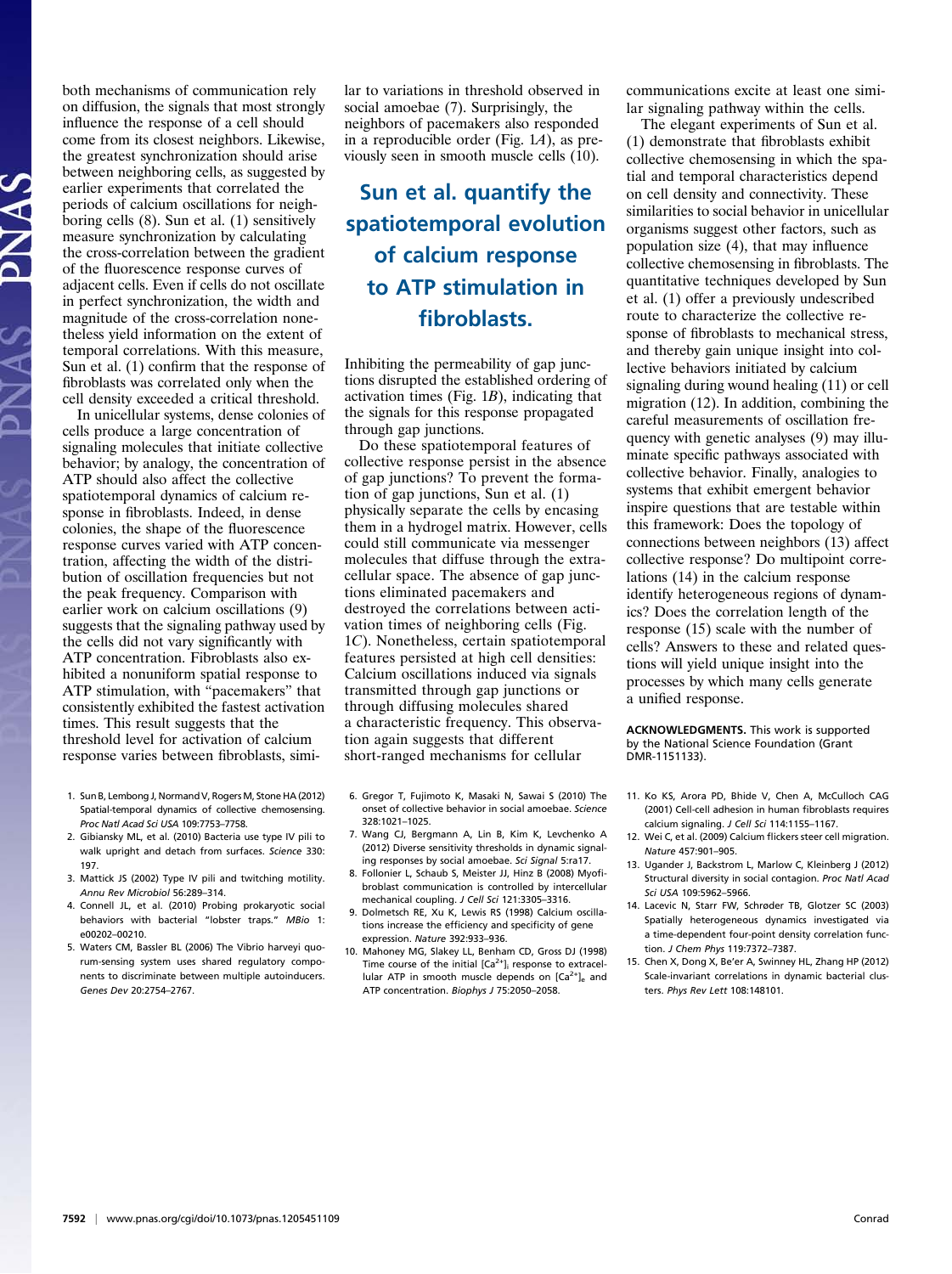both mechanisms of communication rely on diffusion, the signals that most strongly influence the response of a cell should come from its closest neighbors. Likewise, the greatest synchronization should arise between neighboring cells, as suggested by earlier experiments that correlated the periods of calcium oscillations for neighboring cells (8). Sun et al. (1) sensitively measure synchronization by calculating the cross-correlation between the gradient of the fluorescence response curves of adjacent cells. Even if cells do not oscillate in perfect synchronization, the width and magnitude of the cross-correlation nonetheless yield information on the extent of temporal correlations. With this measure, Sun et al. (1) confirm that the response of fibroblasts was correlated only when the cell density exceeded a critical threshold.

In unicellular systems, dense colonies of cells produce a large concentration of signaling molecules that initiate collective behavior; by analogy, the concentration of ATP should also affect the collective spatiotemporal dynamics of calcium response in fibroblasts. Indeed, in dense colonies, the shape of the fluorescence response curves varied with ATP concentration, affecting the width of the distribution of oscillation frequencies but not the peak frequency. Comparison with earlier work on calcium oscillations (9) suggests that the signaling pathway used by the cells did not vary significantly with ATP concentration. Fibroblasts also exhibited a nonuniform spatial response to ATP stimulation, with "pacemakers" that consistently exhibited the fastest activation times. This result suggests that the threshold level for activation of calcium response varies between fibroblasts, similar to variations in threshold observed in social amoebae (7). Surprisingly, the neighbors of pacemakers also responded in a reproducible order (Fig. 1*A*), as previously seen in smooth muscle cells (10).

**Sun et al. quantify the spatiotemporal evolution of calcium response to ATP stimulation in fibroblasts.**

Inhibiting the permeability of gap junctions disrupted the established ordering of activation times (Fig. 1*B*), indicating that the signals for this response propagated through gap junctions.

Do these spatiotemporal features of collective response persist in the absence of gap junctions? To prevent the formation of gap junctions, Sun et al. (1) physically separate the cells by encasing them in a hydrogel matrix. However, cells could still communicate via messenger molecules that diffuse through the extracellular space. The absence of gap junctions eliminated pacemakers and destroyed the correlations between activation times of neighboring cells (Fig. 1*C*). Nonetheless, certain spatiotemporal features persisted at high cell densities: Calcium oscillations induced via signals transmitted through gap junctions or through diffusing molecules shared a characteristic frequency. This observation again suggests that different short-ranged mechanisms for cellular communications excite at least one similar signaling pathway within the cells.

The elegant experiments of Sun et al. (1) demonstrate that fibroblasts exhibit collective chemosensing in which the spatial and temporal characteristics depend on cell density and connectivity. These similarities to social behavior in unicellular organisms suggest other factors, such as population size (4), that may influence collective chemosensing in fibroblasts. The quantitative techniques developed by Sun et al. (1) offer a previously undescribed route to characterize the collective response of fibroblasts to mechanical stress, and thereby gain unique insight into collective behaviors initiated by calcium signaling during wound healing (11) or cell migration (12). In addition, combining the careful measurements of oscillation frequency with genetic analyses (9) may illuminate specific pathways associated with collective behavior. Finally, analogies to systems that exhibit emergent behavior inspire questions that are testable within this framework: Does the topology of connections between neighbors (13) affect collective response? Do multipoint correlations (14) in the calcium response identify heterogeneous regions of dynamics? Does the correlation length of the response (15) scale with the number of cells? Answers to these and related questions will yield unique insight into the processes by which many cells generate a unified response.

**ACKNOWLEDGMENTS.** This work is supported by the National Science Foundation (Grant DMR-1151133).

1. Sun B, Lembong J, Normand V, Rogers M, Stone HA (2012) Spatial-temporal dynamics of collective chemosensing. *Proc Natl Acad Sci USA* 109:7753–7758.
2. Gibiansky ML, et al. (2010) Bacteria use type IV pili to walk upright and detach from surfaces. *Science* 330: 197.
3. Mattick JS (2002) Type IV pili and twitching motility. *Annu Rev Microbiol* 56:289–314.
4. Connell JL, et al. (2010) Probing prokaryotic social behaviors with bacterial "lobster traps." *MBio* 1: e00202–00210.
5. Waters CM, Bassler BL (2006) The Vibrio harveyi quorum-sensing system uses shared regulatory components to discriminate between multiple autoinducers. *Genes Dev* 20:2754–2767.
6. Gregor T, Fujimoto K, Masaki N, Sawai S (2010) The onset of collective behavior in social amoebae. *Science* 328:1021–1025.
7. Wang CJ, Bergmann A, Lin B, Kim K, Levchenko A (2012) Diverse sensitivity thresholds in dynamic signaling responses by social amoebae. *Sci Signal* 5:ra17.
8. Follonier L, Schaub S, Meister JJ, Hinz B (2008) Myofibroblast communication is controlled by intercellular mechanical coupling. *J Cell Sci* 121:3305–3316.
9. Dolmetsch RE, Xu K, Lewis RS (1998) Calcium oscillations increase the efficiency and specificity of gene expression. *Nature* 392:933–936.
10. Mahoney MG, Slakey LL, Benham CD, Gross DJ (1998) Time course of the initial $[Ca^{2+}]_i$ response to extracellular ATP in smooth muscle depends on $[Ca^{2+}]_e$ and ATP concentration. *Biophys J* 75:2050–2058.
11. Ko KS, Arora PD, Bhide V, Chen A, McCulloch CAG (2001) Cell-cell adhesion in human fibroblasts requires calcium signaling. *J Cell Sci* 114:1155–1167.
12. Wei C, et al. (2009) Calcium flickers steer cell migration. *Nature* 457:901–905.
13. Ugander J, Backstrom L, Marlow C, Kleinberg J (2012) Structural diversity in social contagion. *Proc Natl Acad Sci USA* 109:5962–5966.
14. Lacevic N, Starr FW, Schrøder TB, Glotzer SC (2003) Spatially heterogeneous dynamics investigated via a time-dependent four-point density correlation function. *J Chem Phys* 119:7372–7387.
15. Chen X, Dong X, Be'er A, Swinney HL, Zhang HP (2012) Scale-invariant correlations in dynamic bacterial clusters. *Phys Rev Lett* 108:148101.